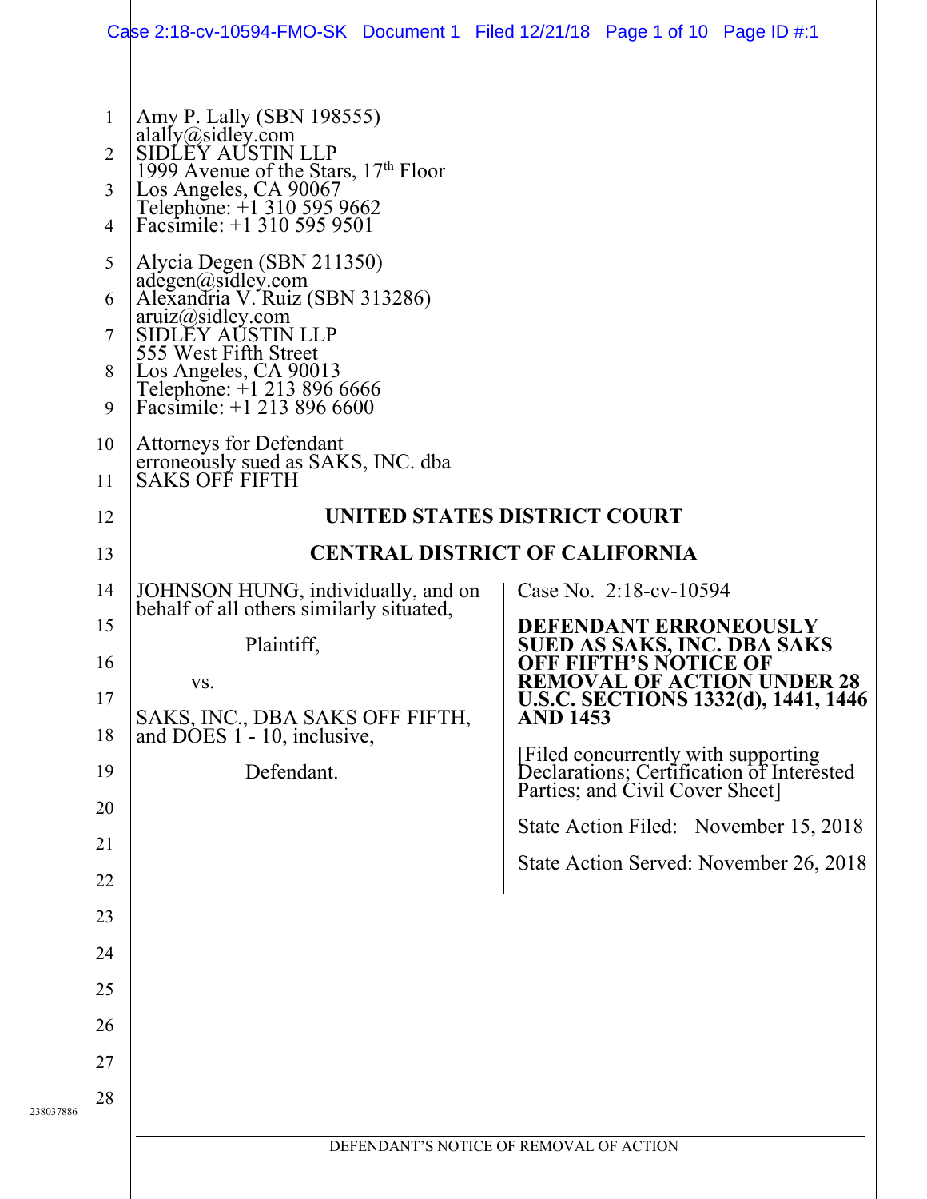Amy P. Lally (SBN 198555)
alally@sidley.com
SIDLEY AUSTIN LLP
1999 Avenue of the Stars, 17th Floor
Los Angeles, CA 90067
Telephone: +1 310 595 9662
Facsimile: +1 310 595 9501

Alycia Degen (SBN 211350)
adegen@sidley.com
Alexandria V. Ruiz (SBN 313286)
aruiz@sidley.com
SIDLEY AUSTIN LLP
555 West Fifth Street
Los Angeles, CA 90013
Telephone: +1 213 896 6666
Facsimile: +1 213 896 6600

Attorneys for Defendant
erroneously sued as SAKS, INC. dba
SAKS OFF FIFTH

**UNITED STATES DISTRICT COURT**

**CENTRAL DISTRICT OF CALIFORNIA**

JOHNSON HUNG, individually, and on behalf of all others similarly situated,

Plaintiff,

vs.

SAKS, INC., DBA SAKS OFF FIFTH, and DOES 1 - 10, inclusive,

Defendant.

Case No. 2:18-cv-10594

**DEFENDANT ERRONEOUSLY SUED AS SAKS, INC. DBA SAKS OFF FIFTH'S NOTICE OF REMOVAL OF ACTION UNDER 28 U.S.C. SECTIONS 1332(d), 1441, 1446 AND 1453**

[Filed concurrently with supporting Declarations; Certification of Interested Parties; and Civil Cover Sheet]

State Action Filed: November 15, 2018

State Action Served: November 26, 2018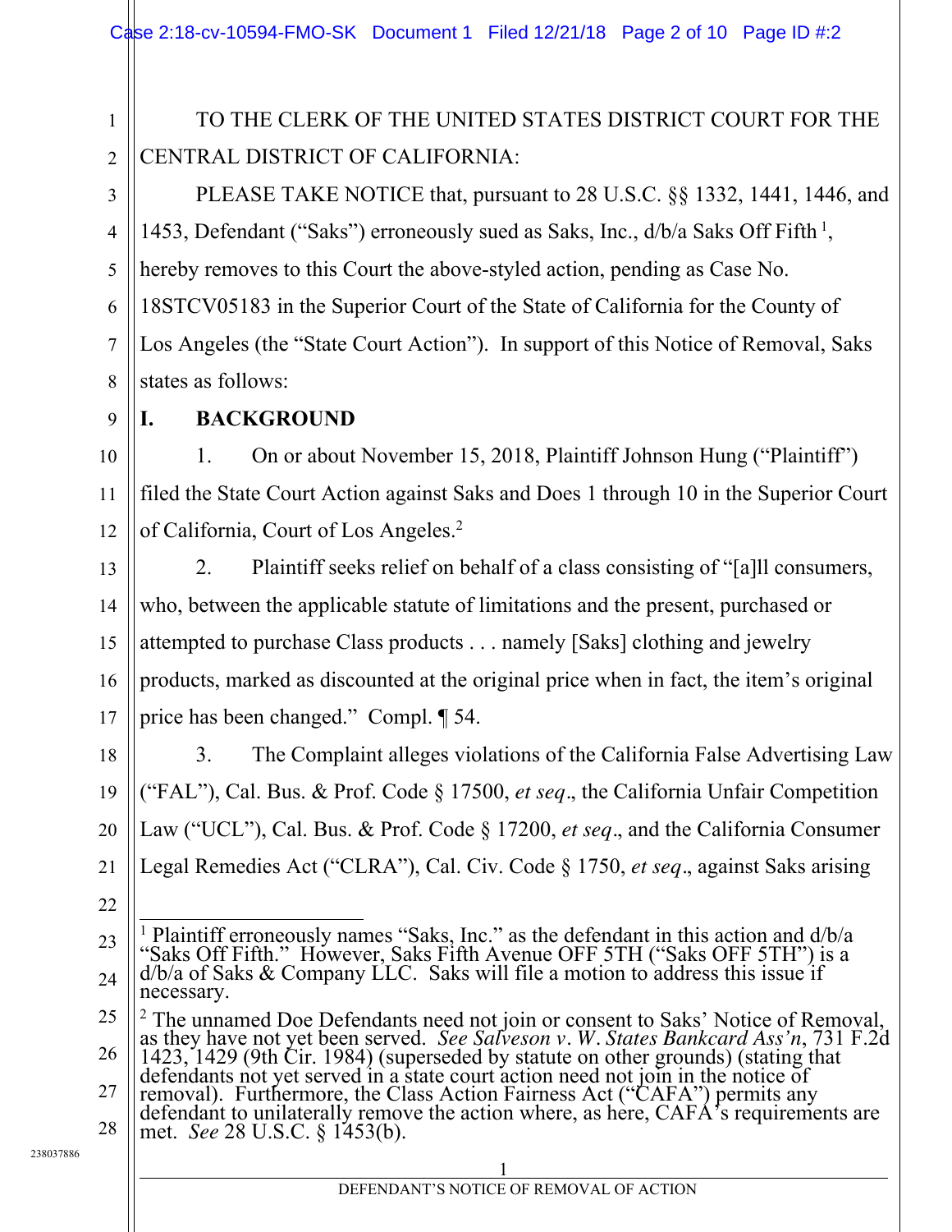TO THE CLERK OF THE UNITED STATES DISTRICT COURT FOR THE CENTRAL DISTRICT OF CALIFORNIA:

PLEASE TAKE NOTICE that, pursuant to 28 U.S.C. §§ 1332, 1441, 1446, and 1453, Defendant ("Saks") erroneously sued as Saks, Inc., d/b/a Saks Off Fifth [1], hereby removes to this Court the above-styled action, pending as Case No. 18STCV05183 in the Superior Court of the State of California for the County of Los Angeles (the "State Court Action"). In support of this Notice of Removal, Saks states as follows:

## I. BACKGROUND

1. On or about November 15, 2018, Plaintiff Johnson Hung ("Plaintiff") filed the State Court Action against Saks and Does 1 through 10 in the Superior Court of California, Court of Los Angeles.[2]

2. Plaintiff seeks relief on behalf of a class consisting of "[a]ll consumers, who, between the applicable statute of limitations and the present, purchased or attempted to purchase Class products . . . namely [Saks] clothing and jewelry products, marked as discounted at the original price when in fact, the item's original price has been changed." Compl. ¶ 54.

3. The Complaint alleges violations of the California False Advertising Law ("FAL"), Cal. Bus. & Prof. Code § 17500, *et seq*., the California Unfair Competition Law ("UCL"), Cal. Bus. & Prof. Code § 17200, *et seq*., and the California Consumer Legal Remedies Act ("CLRA"), Cal. Civ. Code § 1750, *et seq*., against Saks arising

---

[1] Plaintiff erroneously names "Saks, Inc." as the defendant in this action and d/b/a "Saks Off Fifth." However, Saks Fifth Avenue OFF 5TH ("Saks OFF 5TH") is a d/b/a of Saks & Company LLC. Saks will file a motion to address this issue if necessary.

[2] The unnamed Doe Defendants need not join or consent to Saks' Notice of Removal, as they have not yet been served. *See Salveson v. W. States Bankcard Ass'n*, 731 F.2d 1423, 1429 (9th Cir. 1984) (superseded by statute on other grounds) (stating that defendants not yet served in a state court action need not join in the notice of removal). Furthermore, the Class Action Fairness Act ("CAFA") permits any defendant to unilaterally remove the action where, as here, CAFA's requirements are met. *See* 28 U.S.C. § 1453(b).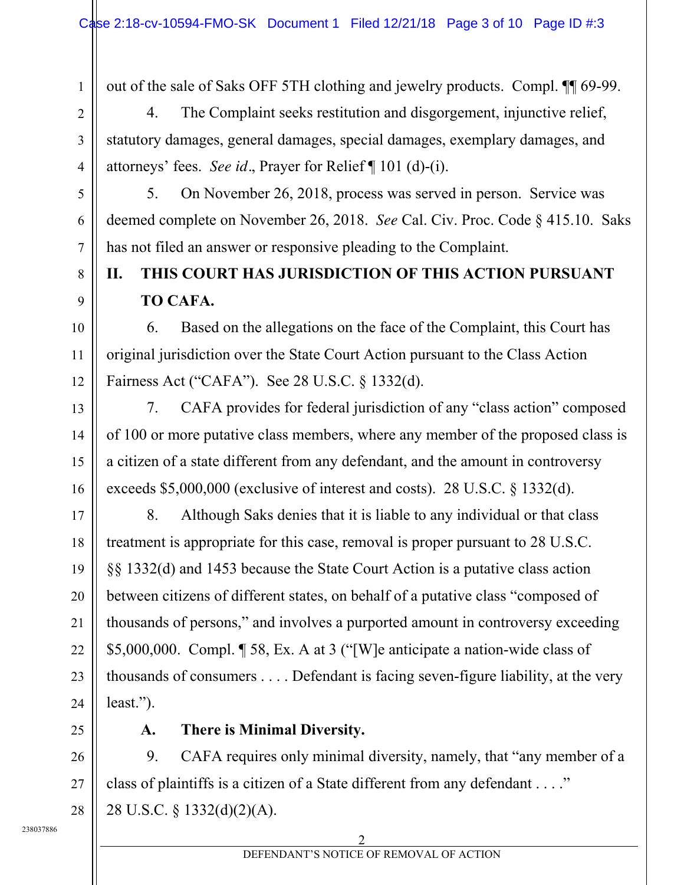out of the sale of Saks OFF 5TH clothing and jewelry products. Compl. ¶¶ 69-99.

4. The Complaint seeks restitution and disgorgement, injunctive relief, statutory damages, general damages, special damages, exemplary damages, and attorneys' fees. *See id*., Prayer for Relief ¶ 101 (d)-(i).

5. On November 26, 2018, process was served in person. Service was deemed complete on November 26, 2018. *See* Cal. Civ. Proc. Code § 415.10. Saks has not filed an answer or responsive pleading to the Complaint.

## II. THIS COURT HAS JURISDICTION OF THIS ACTION PURSUANT TO CAFA.

6. Based on the allegations on the face of the Complaint, this Court has original jurisdiction over the State Court Action pursuant to the Class Action Fairness Act ("CAFA"). See 28 U.S.C. § 1332(d).

7. CAFA provides for federal jurisdiction of any "class action" composed of 100 or more putative class members, where any member of the proposed class is a citizen of a state different from any defendant, and the amount in controversy exceeds $5,000,000 (exclusive of interest and costs). 28 U.S.C. § 1332(d).

8. Although Saks denies that it is liable to any individual or that class treatment is appropriate for this case, removal is proper pursuant to 28 U.S.C. §§ 1332(d) and 1453 because the State Court Action is a putative class action between citizens of different states, on behalf of a putative class "composed of thousands of persons," and involves a purported amount in controversy exceeding $5,000,000. Compl. ¶ 58, Ex. A at 3 ("[W]e anticipate a nation-wide class of thousands of consumers . . . . Defendant is facing seven-figure liability, at the very least.").

### A. There is Minimal Diversity.

9. CAFA requires only minimal diversity, namely, that "any member of a class of plaintiffs is a citizen of a State different from any defendant . . . ." 28 U.S.C. § 1332(d)(2)(A).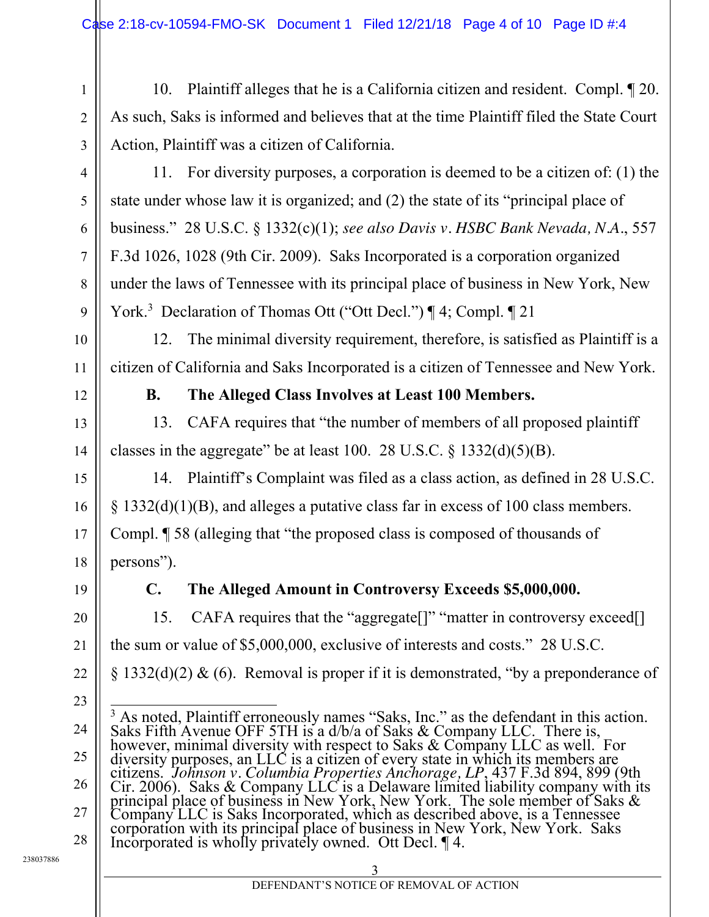10. Plaintiff alleges that he is a California citizen and resident. Compl. ¶ 20. As such, Saks is informed and believes that at the time Plaintiff filed the State Court Action, Plaintiff was a citizen of California.

11. For diversity purposes, a corporation is deemed to be a citizen of: (1) the state under whose law it is organized; and (2) the state of its "principal place of business." 28 U.S.C. § 1332(c)(1); *see also Davis v. HSBC Bank Nevada, N.A.*, 557 F.3d 1026, 1028 (9th Cir. 2009). Saks Incorporated is a corporation organized under the laws of Tennessee with its principal place of business in New York, New York.[3] Declaration of Thomas Ott ("Ott Decl.") ¶ 4; Compl. ¶ 21

12. The minimal diversity requirement, therefore, is satisfied as Plaintiff is a citizen of California and Saks Incorporated is a citizen of Tennessee and New York.

### B. The Alleged Class Involves at Least 100 Members.

13. CAFA requires that "the number of members of all proposed plaintiff classes in the aggregate" be at least 100. 28 U.S.C. § 1332(d)(5)(B).

14. Plaintiff's Complaint was filed as a class action, as defined in 28 U.S.C. § 1332(d)(1)(B), and alleges a putative class far in excess of 100 class members. Compl. ¶ 58 (alleging that "the proposed class is composed of thousands of persons").

### C. The Alleged Amount in Controversy Exceeds $5,000,000.

15. CAFA requires that the "aggregate[]" "matter in controversy exceed[] the sum or value of $5,000,000, exclusive of interests and costs." 28 U.S.C. § 1332(d)(2) & (6). Removal is proper if it is demonstrated, "by a preponderance of

---

[3] As noted, Plaintiff erroneously names "Saks, Inc." as the defendant in this action. Saks Fifth Avenue OFF 5TH is a d/b/a of Saks & Company LLC. There is, however, minimal diversity with respect to Saks & Company LLC as well. For diversity purposes, an LLC is a citizen of every state in which its members are citizens. *Johnson v. Columbia Properties Anchorage, LP*, 437 F.3d 894, 899 (9th Cir. 2006). Saks & Company LLC is a Delaware limited liability company with its principal place of business in New York, New York. The sole member of Saks & Company LLC is Saks Incorporated, which as described above, is a Tennessee corporation with its principal place of business in New York, New York. Saks Incorporated is wholly privately owned. Ott Decl. ¶ 4.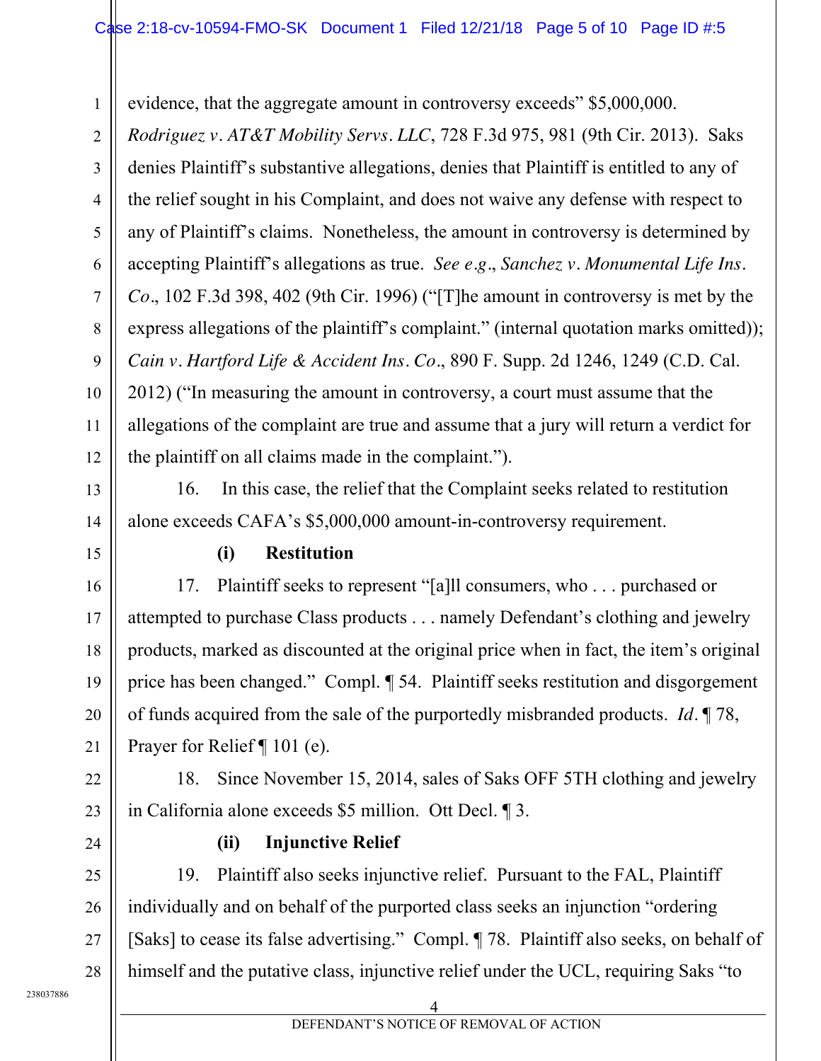evidence, that the aggregate amount in controversy exceeds" $5,000,000. *Rodriguez v. AT&T Mobility Servs. LLC*, 728 F.3d 975, 981 (9th Cir. 2013). Saks denies Plaintiff's substantive allegations, denies that Plaintiff is entitled to any of the relief sought in his Complaint, and does not waive any defense with respect to any of Plaintiff's claims. Nonetheless, the amount in controversy is determined by accepting Plaintiff's allegations as true. *See e.g.*, *Sanchez v. Monumental Life Ins. Co.*, 102 F.3d 398, 402 (9th Cir. 1996) ("[T]he amount in controversy is met by the express allegations of the plaintiff's complaint." (internal quotation marks omitted)); *Cain v. Hartford Life & Accident Ins. Co.*, 890 F. Supp. 2d 1246, 1249 (C.D. Cal. 2012) ("In measuring the amount in controversy, a court must assume that the allegations of the complaint are true and assume that a jury will return a verdict for the plaintiff on all claims made in the complaint.").

16. In this case, the relief that the Complaint seeks related to restitution alone exceeds CAFA's $5,000,000 amount-in-controversy requirement.

**(i) Restitution**

17. Plaintiff seeks to represent "[a]ll consumers, who . . . purchased or attempted to purchase Class products . . . namely Defendant's clothing and jewelry products, marked as discounted at the original price when in fact, the item's original price has been changed." Compl. ¶ 54. Plaintiff seeks restitution and disgorgement of funds acquired from the sale of the purportedly misbranded products. *Id.* ¶ 78, Prayer for Relief ¶ 101 (e).

18. Since November 15, 2014, sales of Saks OFF 5TH clothing and jewelry in California alone exceeds $5 million. Ott Decl. ¶ 3.

**(ii) Injunctive Relief**

19. Plaintiff also seeks injunctive relief. Pursuant to the FAL, Plaintiff individually and on behalf of the purported class seeks an injunction "ordering [Saks] to cease its false advertising." Compl. ¶ 78. Plaintiff also seeks, on behalf of himself and the putative class, injunctive relief under the UCL, requiring Saks "to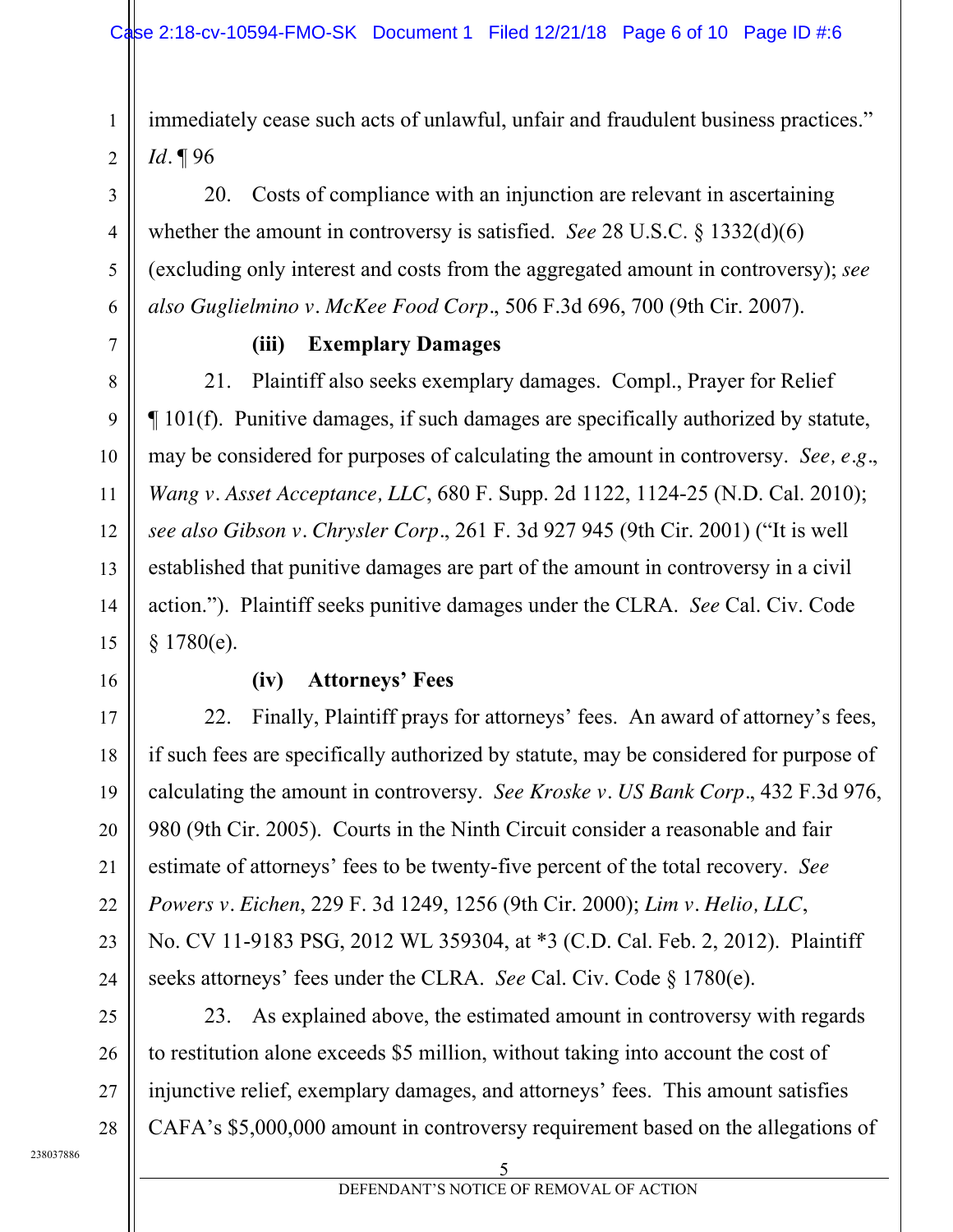immediately cease such acts of unlawful, unfair and fraudulent business practices." *Id*. ¶ 96

20. Costs of compliance with an injunction are relevant in ascertaining whether the amount in controversy is satisfied. *See* 28 U.S.C. § 1332(d)(6) (excluding only interest and costs from the aggregated amount in controversy); *see also Guglielmino v. McKee Food Corp*., 506 F.3d 696, 700 (9th Cir. 2007).

**(iii) Exemplary Damages**

21. Plaintiff also seeks exemplary damages. Compl., Prayer for Relief ¶ 101(f). Punitive damages, if such damages are specifically authorized by statute, may be considered for purposes of calculating the amount in controversy. *See, e.g*., *Wang v. Asset Acceptance, LLC*, 680 F. Supp. 2d 1122, 1124-25 (N.D. Cal. 2010); *see also Gibson v. Chrysler Corp*., 261 F. 3d 927 945 (9th Cir. 2001) ("It is well established that punitive damages are part of the amount in controversy in a civil action."). Plaintiff seeks punitive damages under the CLRA. *See* Cal. Civ. Code § 1780(e).

**(iv) Attorneys' Fees**

22. Finally, Plaintiff prays for attorneys' fees. An award of attorney's fees, if such fees are specifically authorized by statute, may be considered for purpose of calculating the amount in controversy. *See Kroske v. US Bank Corp*., 432 F.3d 976, 980 (9th Cir. 2005). Courts in the Ninth Circuit consider a reasonable and fair estimate of attorneys' fees to be twenty-five percent of the total recovery. *See Powers v. Eichen*, 229 F. 3d 1249, 1256 (9th Cir. 2000); *Lim v. Helio, LLC*, No. CV 11-9183 PSG, 2012 WL 359304, at *3 (C.D. Cal. Feb. 2, 2012). Plaintiff seeks attorneys' fees under the CLRA. *See* Cal. Civ. Code § 1780(e).

23. As explained above, the estimated amount in controversy with regards to restitution alone exceeds $5 million, without taking into account the cost of injunctive relief, exemplary damages, and attorneys' fees. This amount satisfies CAFA's $5,000,000 amount in controversy requirement based on the allegations of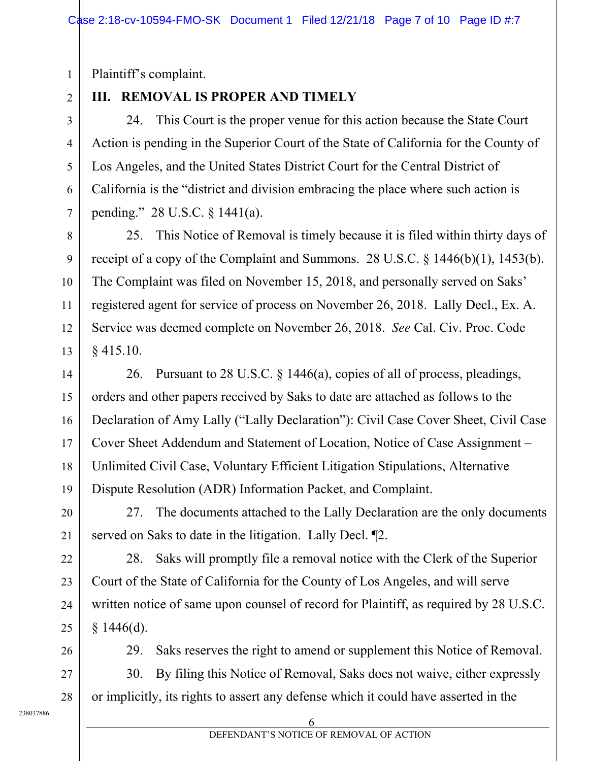Plaintiff's complaint.

## III. REMOVAL IS PROPER AND TIMELY

24. This Court is the proper venue for this action because the State Court Action is pending in the Superior Court of the State of California for the County of Los Angeles, and the United States District Court for the Central District of California is the "district and division embracing the place where such action is pending." 28 U.S.C. § 1441(a).

25. This Notice of Removal is timely because it is filed within thirty days of receipt of a copy of the Complaint and Summons. 28 U.S.C. § 1446(b)(1), 1453(b). The Complaint was filed on November 15, 2018, and personally served on Saks' registered agent for service of process on November 26, 2018. Lally Decl., Ex. A. Service was deemed complete on November 26, 2018. *See* Cal. Civ. Proc. Code § 415.10.

26. Pursuant to 28 U.S.C. § 1446(a), copies of all of process, pleadings, orders and other papers received by Saks to date are attached as follows to the Declaration of Amy Lally ("Lally Declaration"): Civil Case Cover Sheet, Civil Case Cover Sheet Addendum and Statement of Location, Notice of Case Assignment – Unlimited Civil Case, Voluntary Efficient Litigation Stipulations, Alternative Dispute Resolution (ADR) Information Packet, and Complaint.

27. The documents attached to the Lally Declaration are the only documents served on Saks to date in the litigation. Lally Decl. ¶2.

28. Saks will promptly file a removal notice with the Clerk of the Superior Court of the State of California for the County of Los Angeles, and will serve written notice of same upon counsel of record for Plaintiff, as required by 28 U.S.C. § 1446(d).

29. Saks reserves the right to amend or supplement this Notice of Removal.

30. By filing this Notice of Removal, Saks does not waive, either expressly or implicitly, its rights to assert any defense which it could have asserted in the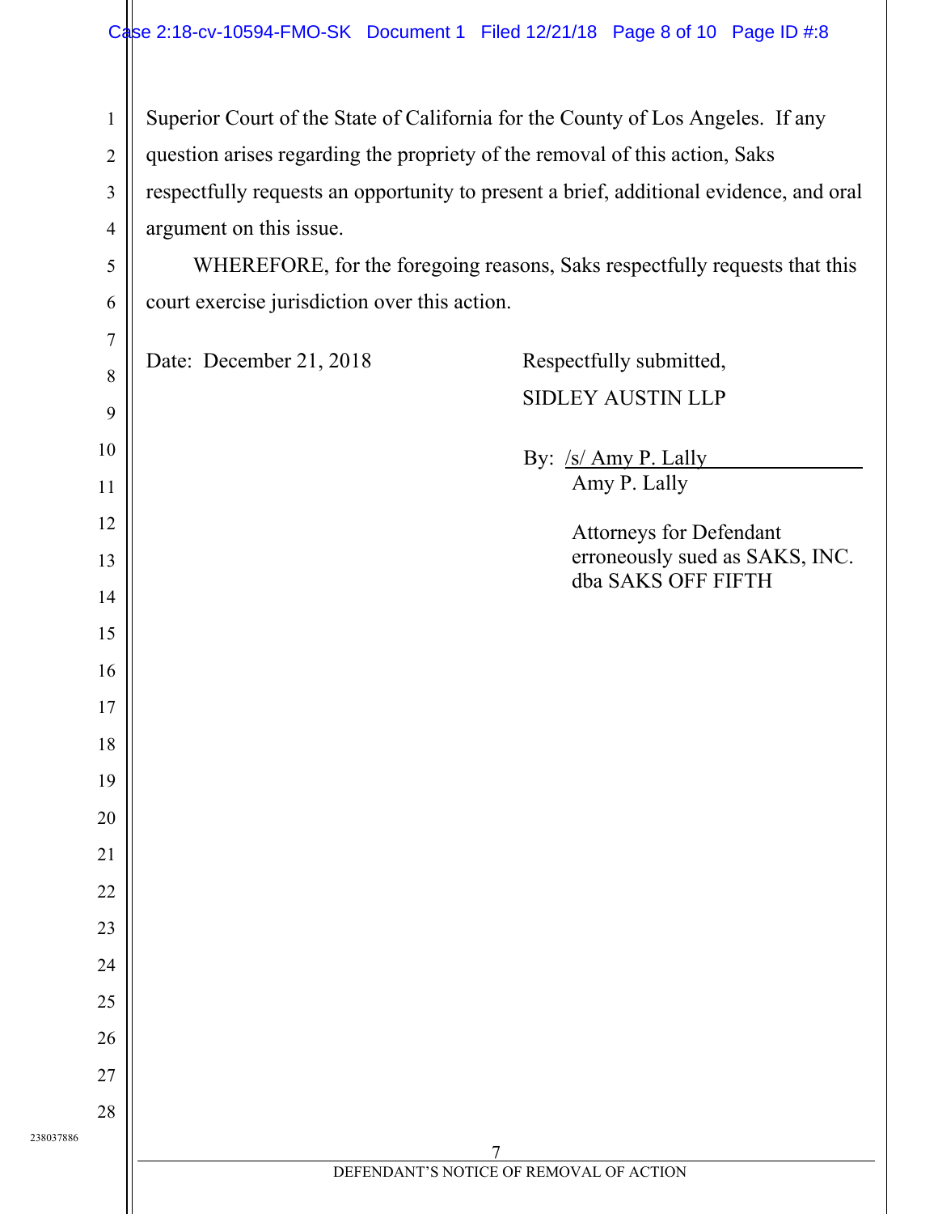Superior Court of the State of California for the County of Los Angeles. If any question arises regarding the propriety of the removal of this action, Saks respectfully requests an opportunity to present a brief, additional evidence, and oral argument on this issue.

WHEREFORE, for the foregoing reasons, Saks respectfully requests that this court exercise jurisdiction over this action.

Date: December 21, 2018

Respectfully submitted,

SIDLEY AUSTIN LLP

By: /s/ Amy P. Lally
Amy P. Lally

Attorneys for Defendant erroneously sued as SAKS, INC. dba SAKS OFF FIFTH

238037886

DEFENDANT'S NOTICE OF REMOVAL OF ACTION